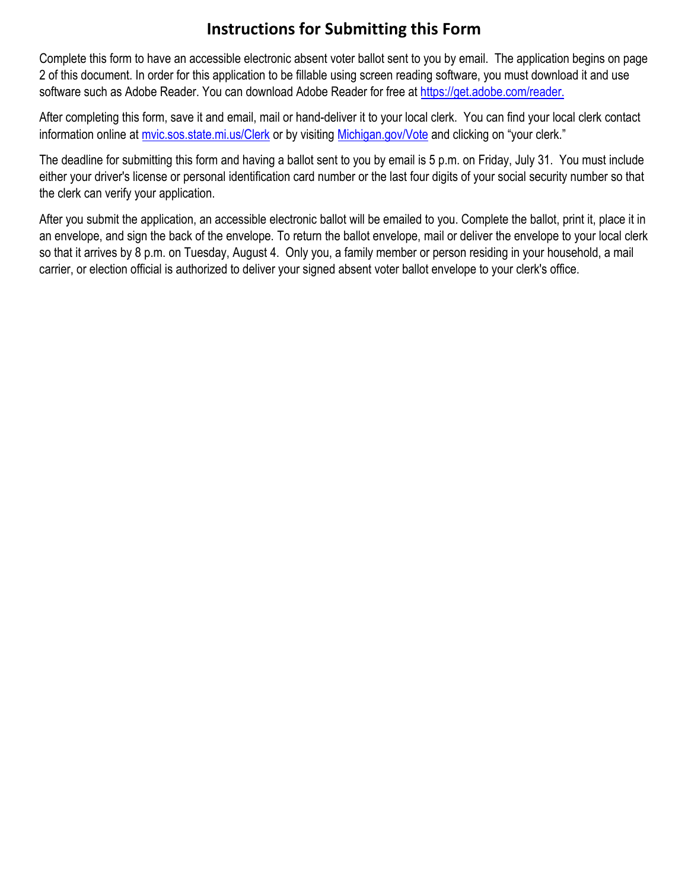# Instructions for Submitting this Form

Complete this form to have an accessible electronic absent voter ballot sent to you by email. The application begins on page 2 of this document. In order for this application to be fillable using screen reading software, you must download it and use software such as Adobe Reader. You can download Adobe Reader for free at [https://get.adobe.com/reader.](https://get.adobe.com/reader)

After completing this form, save it and email, mail or hand-deliver it to your local clerk. You can find your local clerk contact information online at [mvic.sos.state.mi.us/Clerk](mvic.sos.state.mi.us/Clerk) or by visiting [Michigan.gov/Vote](Michigan.gov/Vote) and clicking on "your clerk."

The deadline for submitting this form and having a ballot sent to you by email is 5 p.m. on Friday, July 31. You must include either your driver's license or personal identification card number or the last four digits of your social security number so that the clerk can verify your application.

After you submit the application, an accessible electronic ballot will be emailed to you. Complete the ballot, print it, place it in an envelope, and sign the back of the envelope. To return the ballot envelope, mail or deliver the envelope to your local clerk so that it arrives by 8 p.m. on Tuesday, August 4. Only you, a family member or person residing in your household, a mail carrier, or election official is authorized to deliver your signed absent voter ballot envelope to your clerk's office.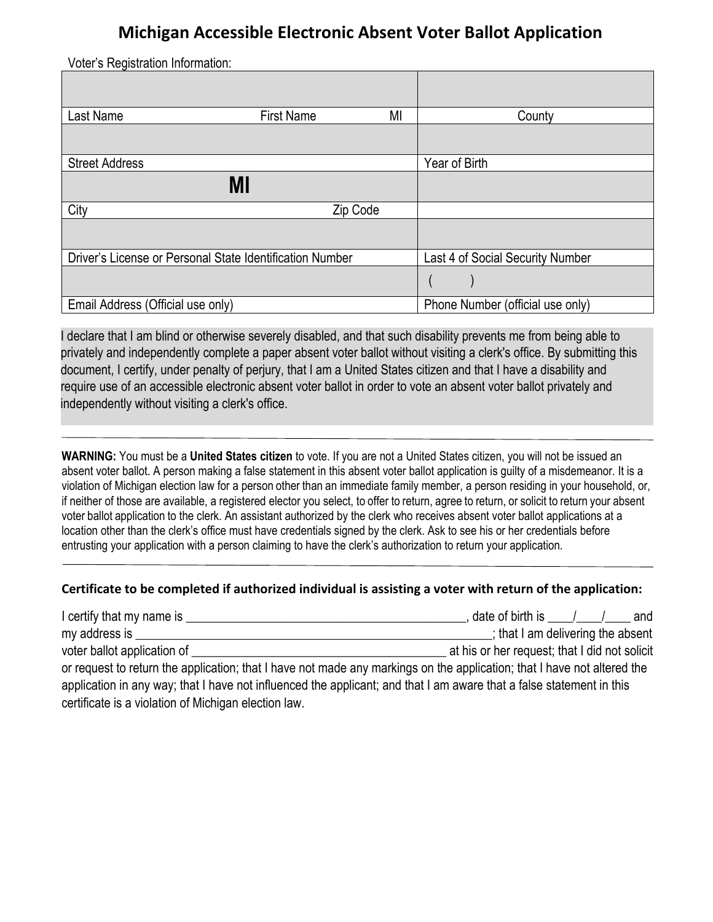# Michigan Accessible Electronic Absent Voter Ballot Application

Voter's Registration Information:

| | |
|---|---|
| | |
| Last Name First Name MI | County |
| | |
| Street Address | Year of Birth |
| MI | |
| City Zip Code | |
| | |
| Driver's License or Personal State Identification Number | Last 4 of Social Security Number |
| | ( ) |
| Email Address (Official use only) | Phone Number (official use only) |

I declare that I am blind or otherwise severely disabled, and that such disability prevents me from being able to privately and independently complete a paper absent voter ballot without visiting a clerk's office. By submitting this document, I certify, under penalty of perjury, that I am a United States citizen and that I have a disability and require use of an accessible electronic absent voter ballot in order to vote an absent voter ballot privately and independently without visiting a clerk's office.

---

**WARNING:** You must be a **United States citizen** to vote. If you are not a United States citizen, you will not be issued an absent voter ballot. A person making a false statement in this absent voter ballot application is guilty of a misdemeanor. It is a violation of Michigan election law for a person other than an immediate family member, a person residing in your household, or, if neither of those are available, a registered elector you select, to offer to return, agree to return, or solicit to return your absent voter ballot application to the clerk. An assistant authorized by the clerk who receives absent voter ballot applications at a location other than the clerk's office must have credentials signed by the clerk. Ask to see his or her credentials before entrusting your application with a person claiming to have the clerk's authorization to return your application.

---

**Certificate to be completed if authorized individual is assisting a voter with return of the application:**

I certify that my name is ____________________________________________, date of birth is ____/____/____ and my address is ______________________________________________________; that I am delivering the absent voter ballot application of ________________________________________ at his or her request; that I did not solicit or request to return the application; that I have not made any markings on the application; that I have not altered the application in any way; that I have not influenced the applicant; and that I am aware that a false statement in this certificate is a violation of Michigan election law.